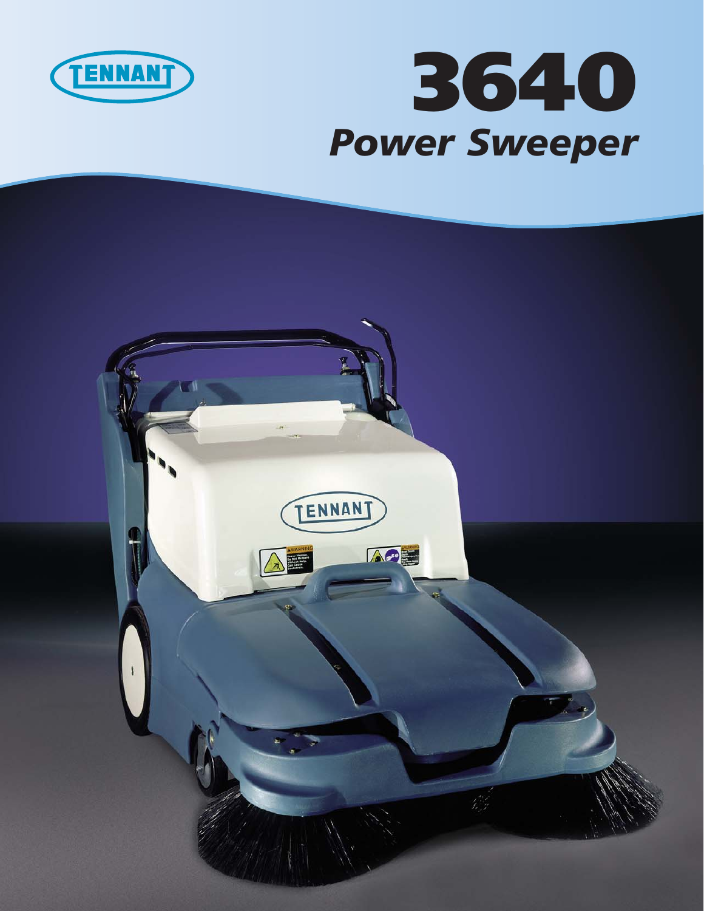TENNANT

# 3640

## *Power Sweeper*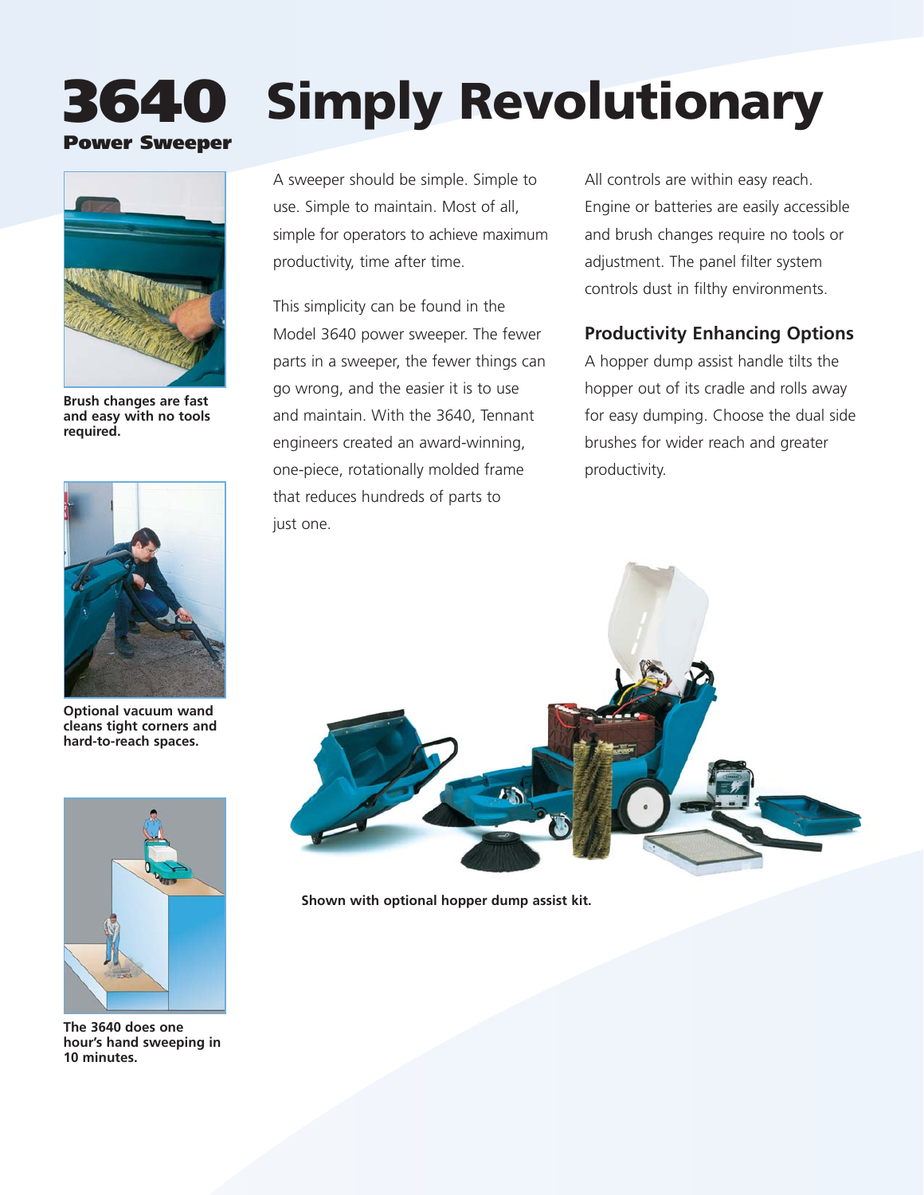# 3640 Simply Revolutionary

**Power Sweeper**

**Brush changes are fast and easy with no tools required.**

**Optional vacuum wand cleans tight corners and hard-to-reach spaces.**

**The 3640 does one hour's hand sweeping in 10 minutes.**

A sweeper should be simple. Simple to use. Simple to maintain. Most of all, simple for operators to achieve maximum productivity, time after time.

This simplicity can be found in the Model 3640 power sweeper. The fewer parts in a sweeper, the fewer things can go wrong, and the easier it is to use and maintain. With the 3640, Tennant engineers created an award-winning, one-piece, rotationally molded frame that reduces hundreds of parts to just one.

All controls are within easy reach. Engine or batteries are easily accessible and brush changes require no tools or adjustment. The panel filter system controls dust in filthy environments.

## Productivity Enhancing Options

A hopper dump assist handle tilts the hopper out of its cradle and rolls away for easy dumping. Choose the dual side brushes for wider reach and greater productivity.

**Shown with optional hopper dump assist kit.**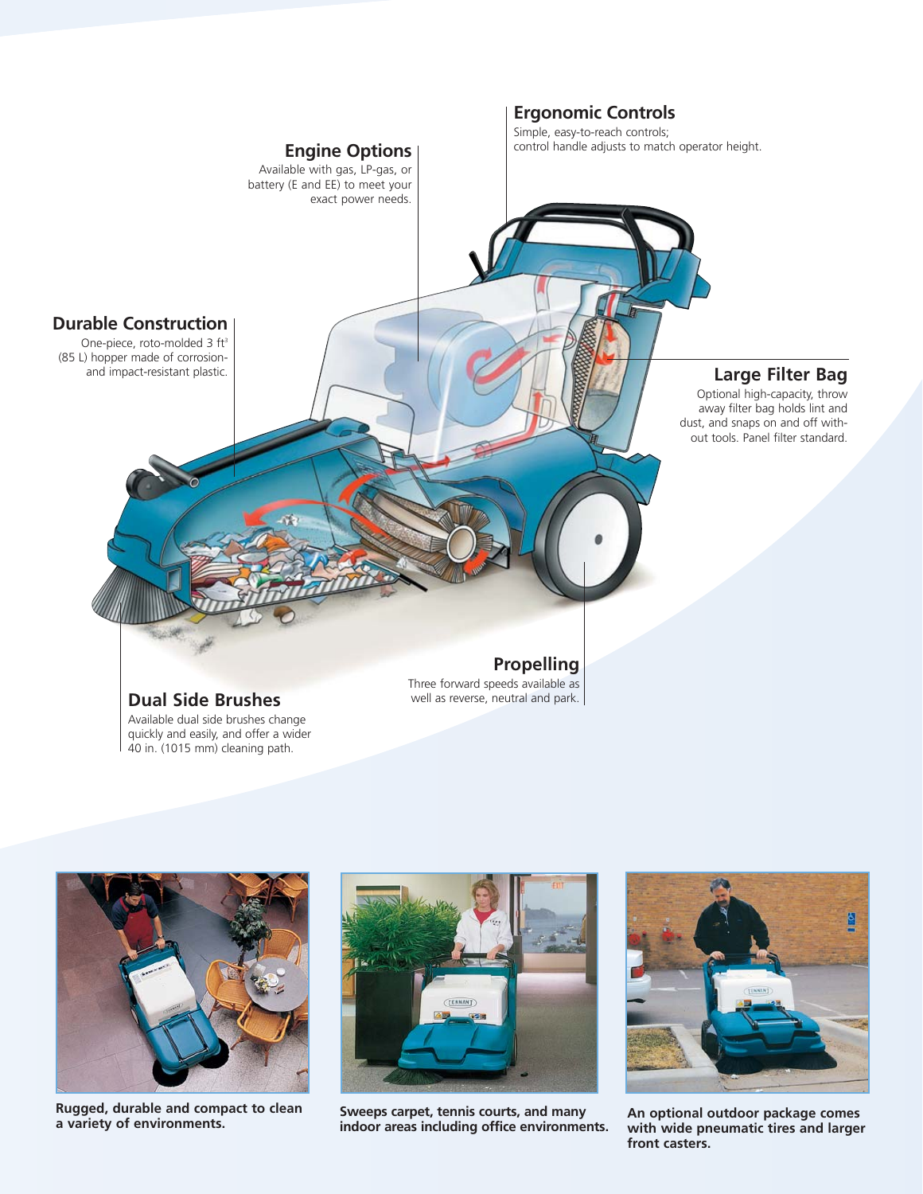## Ergonomic Controls

Simple, easy-to-reach controls; control handle adjusts to match operator height.

## Engine Options

Available with gas, LP-gas, or battery (E and EE) to meet your exact power needs.

## Durable Construction

One-piece, roto-molded 3 ft$^3$ (85 L) hopper made of corrosion- and impact-resistant plastic.

## Large Filter Bag

Optional high-capacity, throw away filter bag holds lint and dust, and snaps on and off without tools. Panel filter standard.

## Propelling

Three forward speeds available as well as reverse, neutral and park.

## Dual Side Brushes

Available dual side brushes change quickly and easily, and offer a wider 40 in. (1015 mm) cleaning path.

**Rugged, durable and compact to clean a variety of environments.**

**Sweeps carpet, tennis courts, and many indoor areas including office environments.**

**An optional outdoor package comes with wide pneumatic tires and larger front casters.**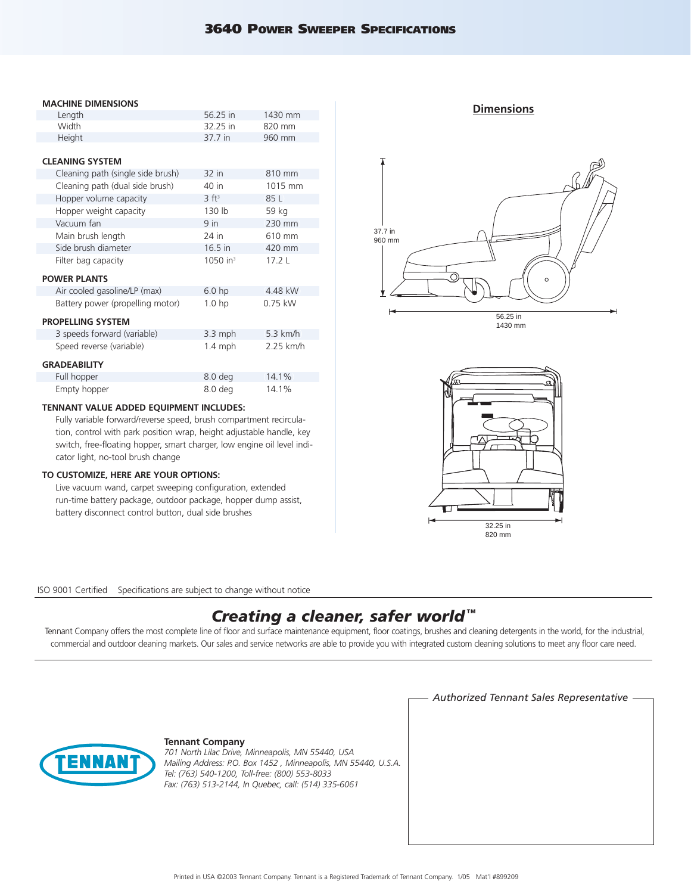# 3640 Power Sweeper Specifications

| | | |
|---|---|---|
| **MACHINE DIMENSIONS** | | |
| Length | 56.25 in | 1430 mm |
| Width | 32.25 in | 820 mm |
| Height | 37.7 in | 960 mm |
| **CLEANING SYSTEM** | | |
| Cleaning path (single side brush) | 32 in | 810 mm |
| Cleaning path (dual side brush) | 40 in | 1015 mm |
| Hopper volume capacity | 3 $ft^3$ | 85 L |
| Hopper weight capacity | 130 lb | 59 kg |
| Vacuum fan | 9 in | 230 mm |
| Main brush length | 24 in | 610 mm |
| Side brush diameter | 16.5 in | 420 mm |
| Filter bag capacity | 1050 $in^3$ | 17.2 L |
| **POWER PLANTS** | | |
| Air cooled gasoline/LP (max) | 6.0 hp | 4.48 kW |
| Battery power (propelling motor) | 1.0 hp | 0.75 kW |
| **PROPELLING SYSTEM** | | |
| 3 speeds forward (variable) | 3.3 mph | 5.3 km/h |
| Speed reverse (variable) | 1.4 mph | 2.25 km/h |
| **GRADEABILITY** | | |
| Full hopper | 8.0 deg | 14.1% |
| Empty hopper | 8.0 deg | 14.1% |

**TENNANT VALUE ADDED EQUIPMENT INCLUDES:**

Fully variable forward/reverse speed, brush compartment recirculation, control with park position wrap, height adjustable handle, key switch, free-floating hopper, smart charger, low engine oil level indicator light, no-tool brush change

**TO CUSTOMIZE, HERE ARE YOUR OPTIONS:**

Live vacuum wand, carpet sweeping configuration, extended run-time battery package, outdoor package, hopper dump assist, battery disconnect control button, dual side brushes

## Dimensions

37.7 in
960 mm

56.25 in
1430 mm

32.25 in
820 mm

ISO 9001 Certified  Specifications are subject to change without notice

## *Creating a cleaner, safer world™*

Tennant Company offers the most complete line of floor and surface maintenance equipment, floor coatings, brushes and cleaning detergents in the world, for the industrial, commercial and outdoor cleaning markets. Our sales and service networks are able to provide you with integrated custom cleaning solutions to meet any floor care need.

*Authorized Tennant Sales Representative*

TENNANT

**Tennant Company**
*701 North Lilac Drive, Minneapolis, MN 55440, USA*
*Mailing Address: P.O. Box 1452 , Minneapolis, MN 55440, U.S.A.*
*Tel: (763) 540-1200, Toll-free: (800) 553-8033*
*Fax: (763) 513-2144, In Quebec, call: (514) 335-6061*

Printed in USA ©2003 Tennant Company. Tennant is a Registered Trademark of Tennant Company. 1/05 Mat'l #899209